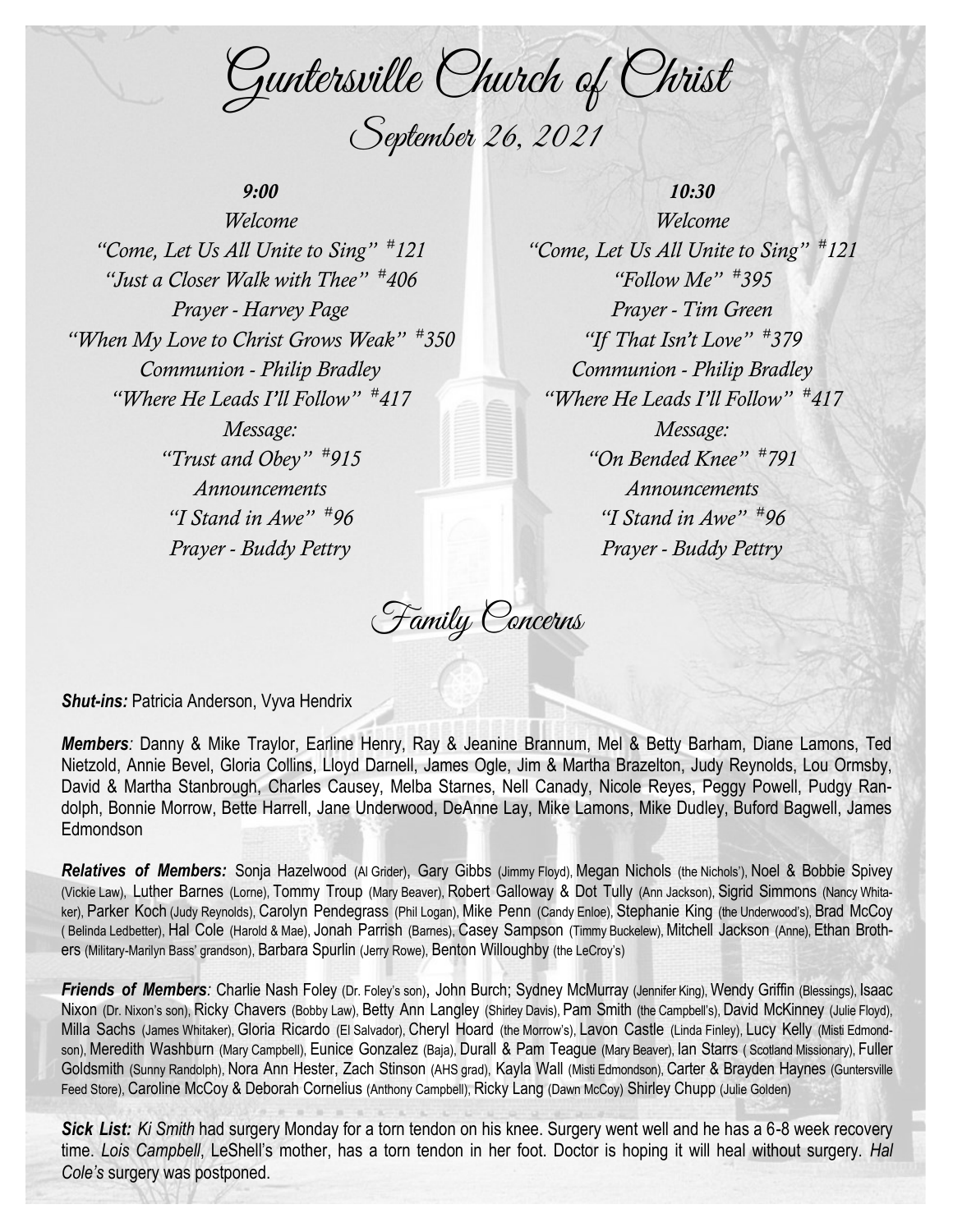# Guntersville Church of Christ

## September 26, 2021

***9:00***

*Welcome*
*"Come, Let Us All Unite to Sing" #121*
*"Just a Closer Walk with Thee" #406*
*Prayer - Harvey Page*
*"When My Love to Christ Grows Weak" #350*
*Communion - Philip Bradley*
*"Where He Leads I'll Follow" #417*
*Message:*
*"Trust and Obey" #915*
*Announcements*
*"I Stand in Awe" #96*
*Prayer - Buddy Pettry*

***10:30***

*Welcome*
*"Come, Let Us All Unite to Sing" #121*
*"Follow Me" #395*
*Prayer - Tim Green*
*"If That Isn't Love" #379*
*Communion - Philip Bradley*
*"Where He Leads I'll Follow" #417*
*Message:*
*"On Bended Knee" #791*
*Announcements*
*"I Stand in Awe" #96*
*Prayer - Buddy Pettry*

## Family Concerns

***Shut-ins:*** Patricia Anderson, Vyva Hendrix

***Members**:* Danny & Mike Traylor, Earline Henry, Ray & Jeanine Brannum, Mel & Betty Barham, Diane Lamons, Ted Nietzold, Annie Bevel, Gloria Collins, Lloyd Darnell, James Ogle, Jim & Martha Brazelton, Judy Reynolds, Lou Ormsby, David & Martha Stanbrough, Charles Causey, Melba Starnes, Nell Canady, Nicole Reyes, Peggy Powell, Pudgy Randolph, Bonnie Morrow, Bette Harrell, Jane Underwood, DeAnne Lay, Mike Lamons, Mike Dudley, Buford Bagwell, James Edmondson

***Relatives of Members:*** Sonja Hazelwood (Al Grider), Gary Gibbs (Jimmy Floyd), Megan Nichols (the Nichols'), Noel & Bobbie Spivey (Vickie Law), Luther Barnes (Lorne), Tommy Troup (Mary Beaver), Robert Galloway & Dot Tully (Ann Jackson), Sigrid Simmons (Nancy Whitaker), Parker Koch (Judy Reynolds), Carolyn Pendegrass (Phil Logan), Mike Penn (Candy Enloe), Stephanie King (the Underwood's), Brad McCoy ( Belinda Ledbetter), Hal Cole (Harold & Mae), Jonah Parrish (Barnes), Casey Sampson (Timmy Buckelew), Mitchell Jackson (Anne), Ethan Brothers (Military-Marilyn Bass' grandson), Barbara Spurlin (Jerry Rowe), Benton Willoughby (the LeCroy's)

***Friends of Members**:* Charlie Nash Foley (Dr. Foley's son), John Burch; Sydney McMurray (Jennifer King), Wendy Griffin (Blessings), Isaac Nixon (Dr. Nixon's son), Ricky Chavers (Bobby Law), Betty Ann Langley (Shirley Davis), Pam Smith (the Campbell's), David McKinney (Julie Floyd), Milla Sachs (James Whitaker), Gloria Ricardo (El Salvador), Cheryl Hoard (the Morrow's), Lavon Castle (Linda Finley), Lucy Kelly (Misti Edmondson), Meredith Washburn (Mary Campbell), Eunice Gonzalez (Baja), Durall & Pam Teague (Mary Beaver), Ian Starrs ( Scotland Missionary), Fuller Goldsmith (Sunny Randolph), Nora Ann Hester, Zach Stinson (AHS grad), Kayla Wall (Misti Edmondson), Carter & Brayden Haynes (Guntersville Feed Store), Caroline McCoy & Deborah Cornelius (Anthony Campbell), Ricky Lang (Dawn McCoy) Shirley Chupp (Julie Golden)

***Sick List:*** *Ki Smith* had surgery Monday for a torn tendon on his knee. Surgery went well and he has a 6-8 week recovery time. *Lois Campbell*, LeShell's mother, has a torn tendon in her foot. Doctor is hoping it will heal without surgery. *Hal Cole's* surgery was postponed.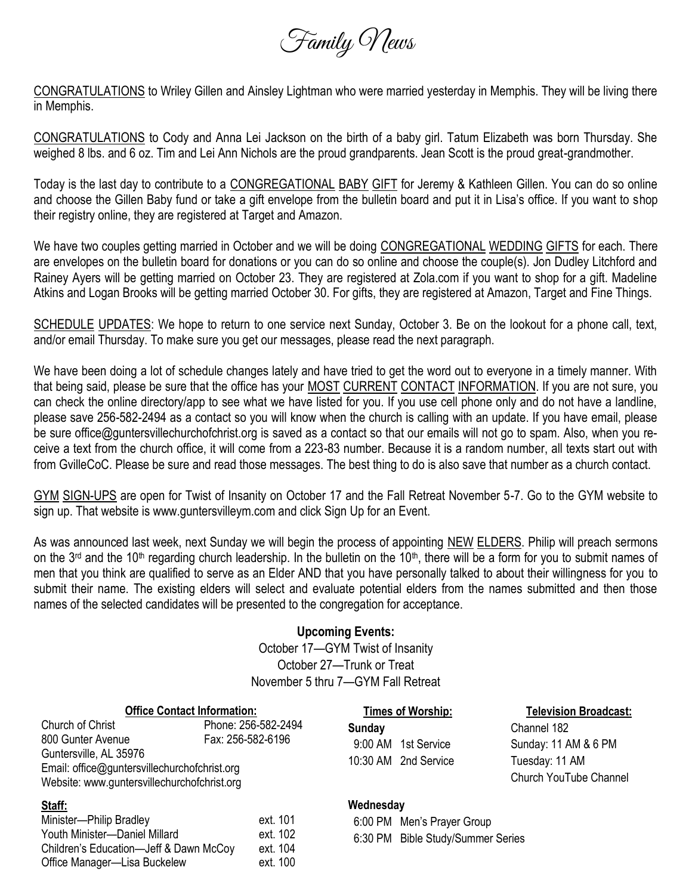# Family News

CONGRATULATIONS to Wriley Gillen and Ainsley Lightman who were married yesterday in Memphis. They will be living there in Memphis.

CONGRATULATIONS to Cody and Anna Lei Jackson on the birth of a baby girl. Tatum Elizabeth was born Thursday. She weighed 8 lbs. and 6 oz. Tim and Lei Ann Nichols are the proud grandparents. Jean Scott is the proud great-grandmother.

Today is the last day to contribute to a CONGREGATIONAL BABY GIFT for Jeremy & Kathleen Gillen. You can do so online and choose the Gillen Baby fund or take a gift envelope from the bulletin board and put it in Lisa's office. If you want to shop their registry online, they are registered at Target and Amazon.

We have two couples getting married in October and we will be doing CONGREGATIONAL WEDDING GIFTS for each. There are envelopes on the bulletin board for donations or you can do so online and choose the couple(s). Jon Dudley Litchford and Rainey Ayers will be getting married on October 23. They are registered at Zola.com if you want to shop for a gift. Madeline Atkins and Logan Brooks will be getting married October 30. For gifts, they are registered at Amazon, Target and Fine Things.

SCHEDULE UPDATES: We hope to return to one service next Sunday, October 3. Be on the lookout for a phone call, text, and/or email Thursday. To make sure you get our messages, please read the next paragraph.

We have been doing a lot of schedule changes lately and have tried to get the word out to everyone in a timely manner. With that being said, please be sure that the office has your MOST CURRENT CONTACT INFORMATION. If you are not sure, you can check the online directory/app to see what we have listed for you. If you use cell phone only and do not have a landline, please save 256-582-2494 as a contact so you will know when the church is calling with an update. If you have email, please be sure office@guntersvillechurchofchrist.org is saved as a contact so that our emails will not go to spam. Also, when you receive a text from the church office, it will come from a 223-83 number. Because it is a random number, all texts start out with from GvilleCoC. Please be sure and read those messages. The best thing to do is also save that number as a church contact.

GYM SIGN-UPS are open for Twist of Insanity on October 17 and the Fall Retreat November 5-7. Go to the GYM website to sign up. That website is www.guntersvilleym.com and click Sign Up for an Event.

As was announced last week, next Sunday we will begin the process of appointing NEW ELDERS. Philip will preach sermons on the 3rd and the 10th regarding church leadership. In the bulletin on the 10th, there will be a form for you to submit names of men that you think are qualified to serve as an Elder AND that you have personally talked to about their willingness for you to submit their name. The existing elders will select and evaluate potential elders from the names submitted and then those names of the selected candidates will be presented to the congregation for acceptance.

**Upcoming Events:**

October 17—GYM Twist of Insanity
October 27—Trunk or Treat
November 5 thru 7—GYM Fall Retreat

**Office Contact Information:**

Church of Christ — Phone: 256-582-2494
800 Gunter Avenue — Fax: 256-582-6196
Guntersville, AL 35976
Email: office@guntersvillechurchofchrist.org
Website: www.guntersvillechurchofchrist.org

**Staff:**

| | |
|---|---|
| Minister—Philip Bradley | ext. 101 |
| Youth Minister—Daniel Millard | ext. 102 |
| Children's Education—Jeff & Dawn McCoy | ext. 104 |
| Office Manager—Lisa Buckelew | ext. 100 |

**Times of Worship:**

**Sunday**
9:00 AM 1st Service
10:30 AM 2nd Service

**Wednesday**
6:00 PM Men's Prayer Group
6:30 PM Bible Study/Summer Series

**Television Broadcast:**

Channel 182
Sunday: 11 AM & 6 PM
Tuesday: 11 AM
Church YouTube Channel